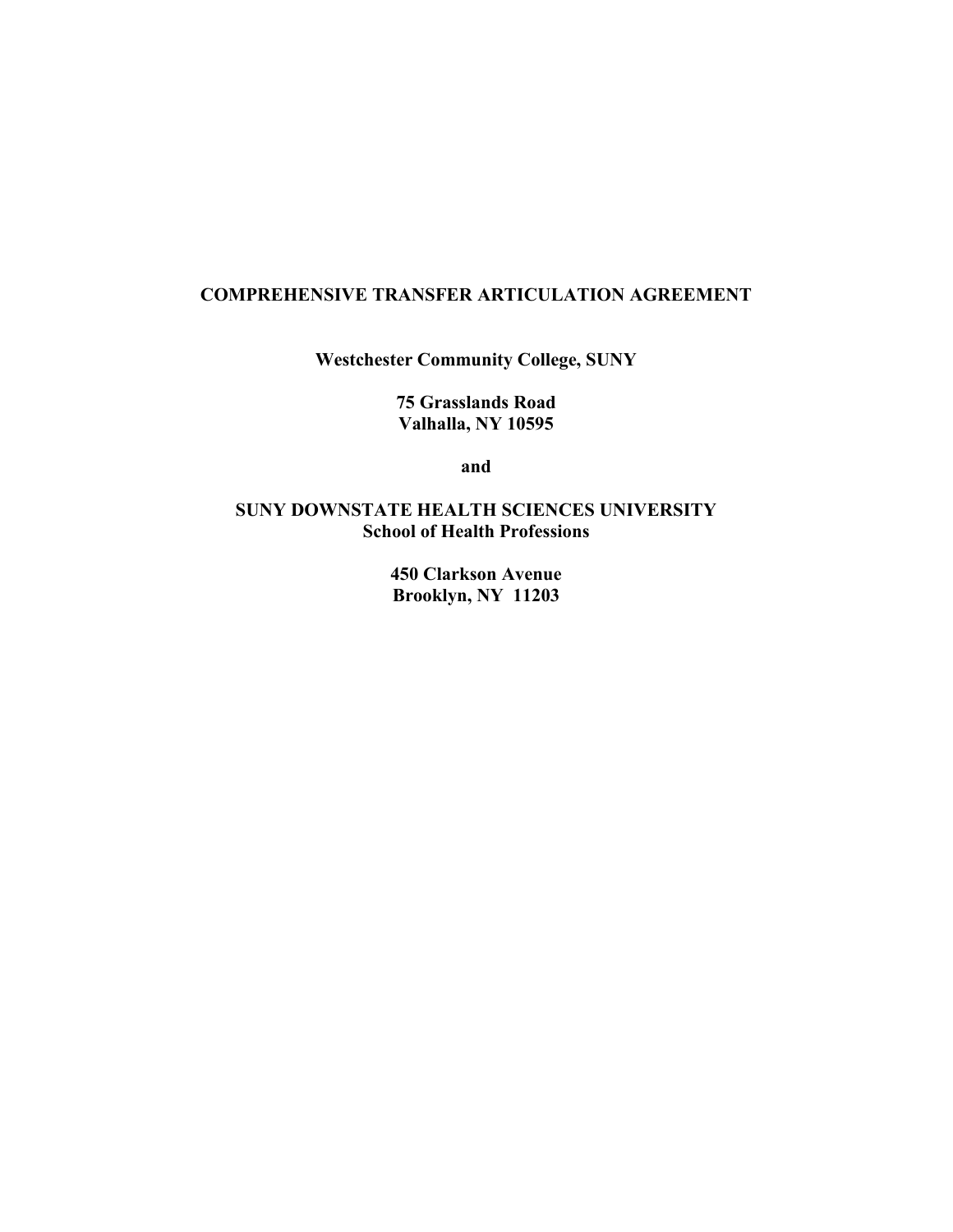# COMPREHENSIVE TRANSFER ARTICULATION AGREEMENT

**Westchester Community College, SUNY**

**75 Grasslands Road**
**Valhalla, NY 10595**

**and**

**SUNY DOWNSTATE HEALTH SCIENCES UNIVERSITY**
**School of Health Professions**

**450 Clarkson Avenue**
**Brooklyn, NY 11203**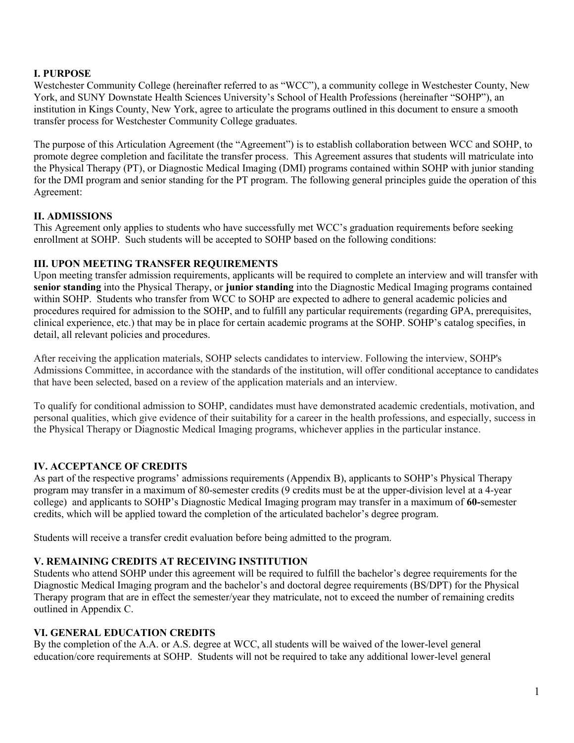## I. PURPOSE

Westchester Community College (hereinafter referred to as "WCC"), a community college in Westchester County, New York, and SUNY Downstate Health Sciences University's School of Health Professions (hereinafter "SOHP"), an institution in Kings County, New York, agree to articulate the programs outlined in this document to ensure a smooth transfer process for Westchester Community College graduates.

The purpose of this Articulation Agreement (the "Agreement") is to establish collaboration between WCC and SOHP, to promote degree completion and facilitate the transfer process. This Agreement assures that students will matriculate into the Physical Therapy (PT), or Diagnostic Medical Imaging (DMI) programs contained within SOHP with junior standing for the DMI program and senior standing for the PT program. The following general principles guide the operation of this Agreement:

## II. ADMISSIONS

This Agreement only applies to students who have successfully met WCC's graduation requirements before seeking enrollment at SOHP. Such students will be accepted to SOHP based on the following conditions:

## III. UPON MEETING TRANSFER REQUIREMENTS

Upon meeting transfer admission requirements, applicants will be required to complete an interview and will transfer with **senior standing** into the Physical Therapy, or **junior standing** into the Diagnostic Medical Imaging programs contained within SOHP. Students who transfer from WCC to SOHP are expected to adhere to general academic policies and procedures required for admission to the SOHP, and to fulfill any particular requirements (regarding GPA, prerequisites, clinical experience, etc.) that may be in place for certain academic programs at the SOHP. SOHP's catalog specifies, in detail, all relevant policies and procedures.

After receiving the application materials, SOHP selects candidates to interview. Following the interview, SOHP's Admissions Committee, in accordance with the standards of the institution, will offer conditional acceptance to candidates that have been selected, based on a review of the application materials and an interview.

To qualify for conditional admission to SOHP, candidates must have demonstrated academic credentials, motivation, and personal qualities, which give evidence of their suitability for a career in the health professions, and especially, success in the Physical Therapy or Diagnostic Medical Imaging programs, whichever applies in the particular instance.

## IV. ACCEPTANCE OF CREDITS

As part of the respective programs' admissions requirements (Appendix B), applicants to SOHP's Physical Therapy program may transfer in a maximum of 80-semester credits (9 credits must be at the upper-division level at a 4-year college) and applicants to SOHP's Diagnostic Medical Imaging program may transfer in a maximum of **60-**semester credits, which will be applied toward the completion of the articulated bachelor's degree program.

Students will receive a transfer credit evaluation before being admitted to the program.

## V. REMAINING CREDITS AT RECEIVING INSTITUTION

Students who attend SOHP under this agreement will be required to fulfill the bachelor's degree requirements for the Diagnostic Medical Imaging program and the bachelor's and doctoral degree requirements (BS/DPT) for the Physical Therapy program that are in effect the semester/year they matriculate, not to exceed the number of remaining credits outlined in Appendix C.

## VI. GENERAL EDUCATION CREDITS

By the completion of the A.A. or A.S. degree at WCC, all students will be waived of the lower-level general education/core requirements at SOHP. Students will not be required to take any additional lower-level general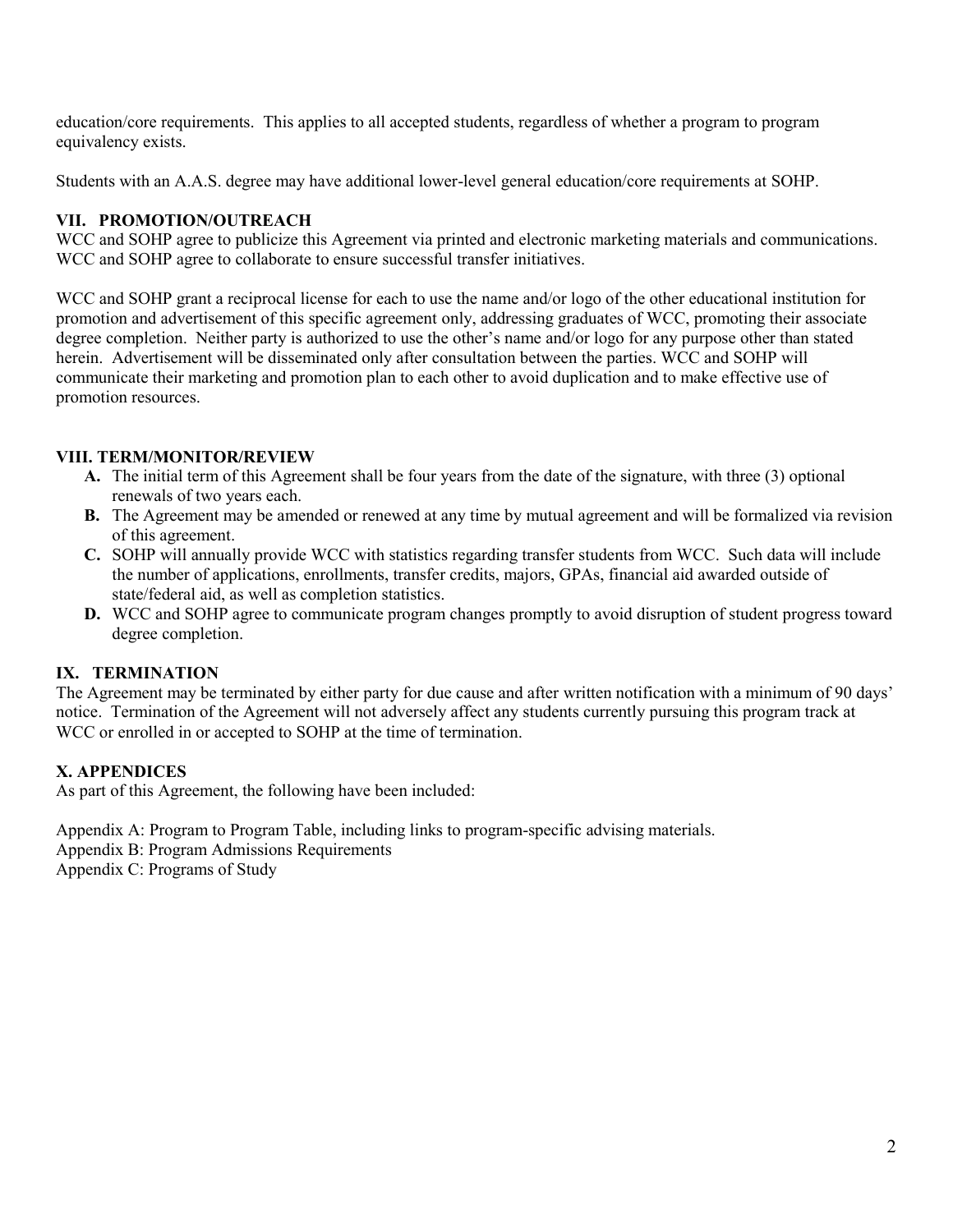education/core requirements. This applies to all accepted students, regardless of whether a program to program equivalency exists.

Students with an A.A.S. degree may have additional lower-level general education/core requirements at SOHP.

### VII. PROMOTION/OUTREACH

WCC and SOHP agree to publicize this Agreement via printed and electronic marketing materials and communications. WCC and SOHP agree to collaborate to ensure successful transfer initiatives.

WCC and SOHP grant a reciprocal license for each to use the name and/or logo of the other educational institution for promotion and advertisement of this specific agreement only, addressing graduates of WCC, promoting their associate degree completion. Neither party is authorized to use the other's name and/or logo for any purpose other than stated herein. Advertisement will be disseminated only after consultation between the parties. WCC and SOHP will communicate their marketing and promotion plan to each other to avoid duplication and to make effective use of promotion resources.

### VIII. TERM/MONITOR/REVIEW

- **A.** The initial term of this Agreement shall be four years from the date of the signature, with three (3) optional renewals of two years each.
- **B.** The Agreement may be amended or renewed at any time by mutual agreement and will be formalized via revision of this agreement.
- **C.** SOHP will annually provide WCC with statistics regarding transfer students from WCC. Such data will include the number of applications, enrollments, transfer credits, majors, GPAs, financial aid awarded outside of state/federal aid, as well as completion statistics.
- **D.** WCC and SOHP agree to communicate program changes promptly to avoid disruption of student progress toward degree completion.

### IX. TERMINATION

The Agreement may be terminated by either party for due cause and after written notification with a minimum of 90 days' notice. Termination of the Agreement will not adversely affect any students currently pursuing this program track at WCC or enrolled in or accepted to SOHP at the time of termination.

### X. APPENDICES

As part of this Agreement, the following have been included:

Appendix A: Program to Program Table, including links to program-specific advising materials.
Appendix B: Program Admissions Requirements
Appendix C: Programs of Study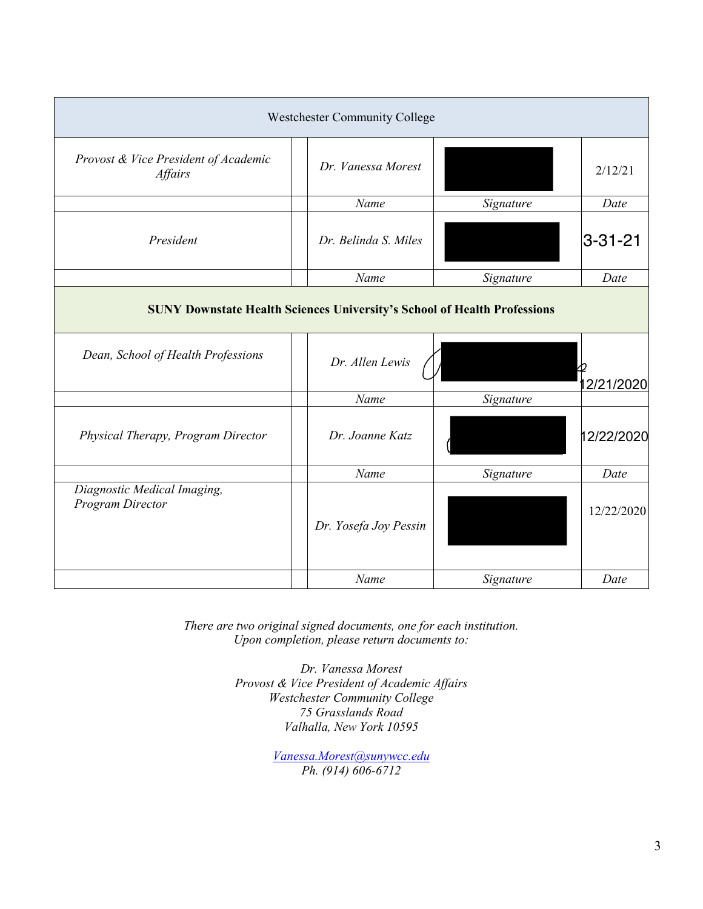| | | | | |
|---|---|---|---|---|
| Westchester Community College | | | | |
| *Provost & Vice President of Academic Affairs* | | *Dr. Vanessa Morest* | | 2/12/21 |
| | | *Name* | *Signature* | *Date* |
| *President* | | *Dr. Belinda S. Miles* | | 3-31-21 |
| | | *Name* | *Signature* | *Date* |
| **SUNY Downstate Health Sciences University's School of Health Professions** | | | | |
| *Dean, School of Health Professions* | | *Dr. Allen Lewis* | | 12/21/2020 |
| | | *Name* | *Signature* | |
| *Physical Therapy, Program Director* | | *Dr. Joanne Katz* | | 12/22/2020 |
| | | *Name* | *Signature* | *Date* |
| *Diagnostic Medical Imaging, Program Director* | | *Dr. Yosefa Joy Pessin* | | 12/22/2020 |
| | | *Name* | *Signature* | *Date* |

*There are two original signed documents, one for each institution.*
*Upon completion, please return documents to:*

*Dr. Vanessa Morest*
*Provost & Vice President of Academic Affairs*
*Westchester Community College*
*75 Grasslands Road*
*Valhalla, New York 10595*

*Vanessa.Morest@sunywcc.edu*
*Ph. (914) 606-6712*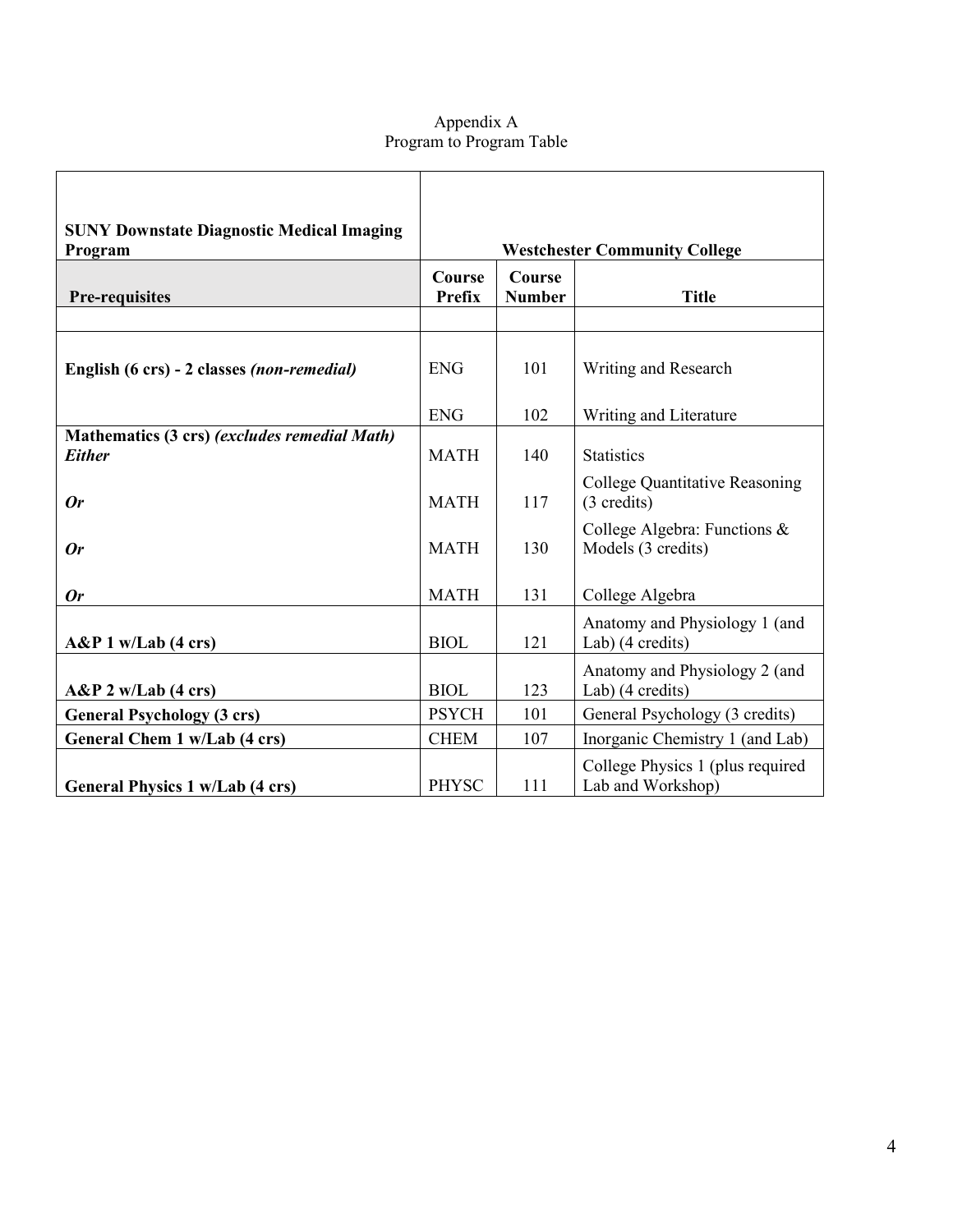Appendix A
Program to Program Table

| **SUNY Downstate Diagnostic Medical Imaging Program** | **Westchester Community College** | | |
|---|---|---|---|
| **Pre-requisites** | **Course Prefix** | **Course Number** | **Title** |
| | | | |
| **English (6 crs) - 2 classes *(non-remedial)*** | ENG | 101 | Writing and Research |
| | ENG | 102 | Writing and Literature |
| **Mathematics (3 crs) *(excludes remedial Math)*** ***Either*** | MATH | 140 | Statistics |
| ***Or*** | MATH | 117 | College Quantitative Reasoning (3 credits) |
| ***Or*** | MATH | 130 | College Algebra: Functions & Models (3 credits) |
| ***Or*** | MATH | 131 | College Algebra |
| **A&P 1 w/Lab (4 crs)** | BIOL | 121 | Anatomy and Physiology 1 (and Lab) (4 credits) |
| **A&P 2 w/Lab (4 crs)** | BIOL | 123 | Anatomy and Physiology 2 (and Lab) (4 credits) |
| **General Psychology (3 crs)** | PSYCH | 101 | General Psychology (3 credits) |
| **General Chem 1 w/Lab (4 crs)** | CHEM | 107 | Inorganic Chemistry 1 (and Lab) |
| **General Physics 1 w/Lab (4 crs)** | PHYSC | 111 | College Physics 1 (plus required Lab and Workshop) |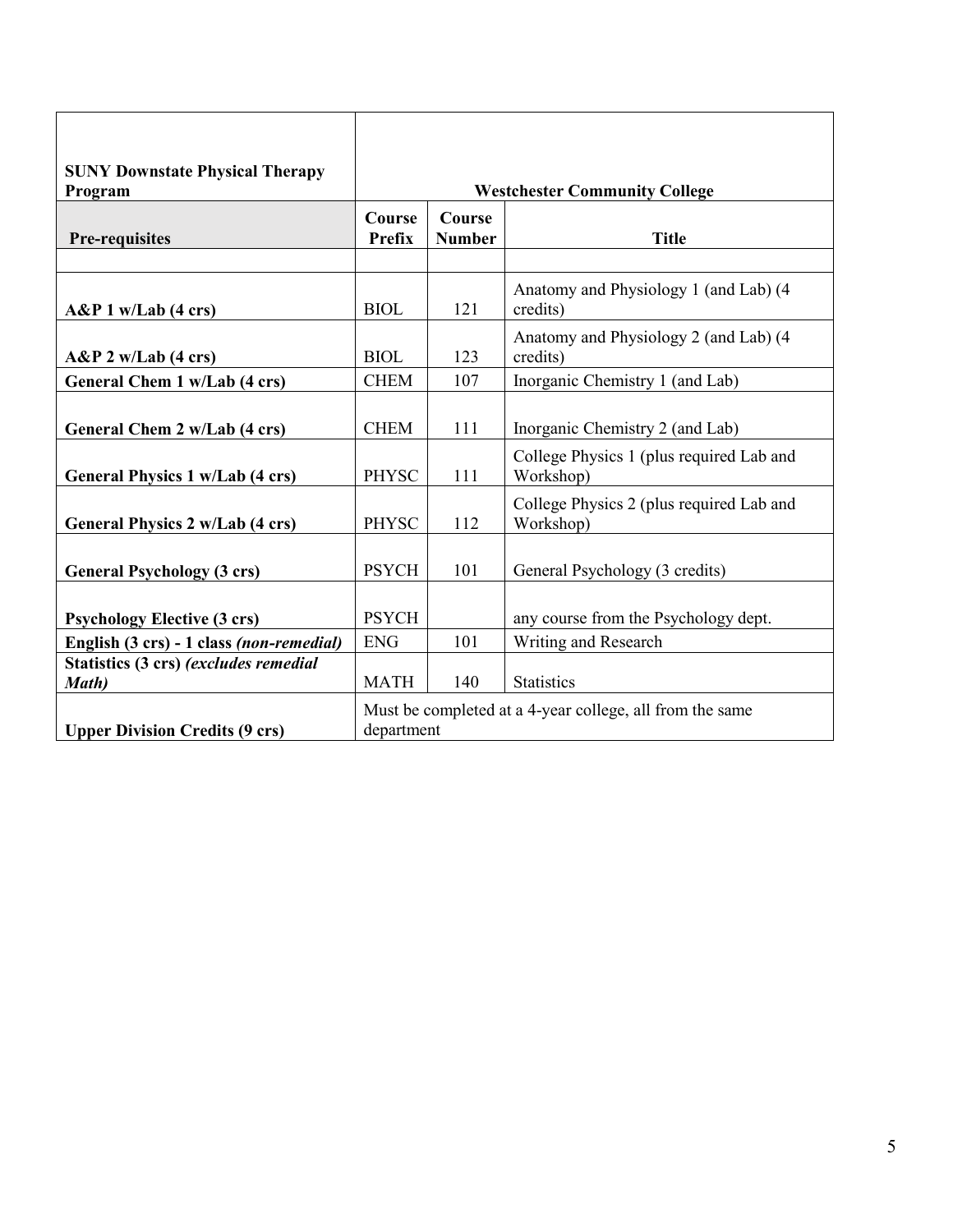| SUNY Downstate Physical Therapy Program | Westchester Community College | | |
|---|---|---|---|
| **Pre-requisites** | **Course Prefix** | **Course Number** | **Title** |
| | | | |
| **A&P 1 w/Lab (4 crs)** | BIOL | 121 | Anatomy and Physiology 1 (and Lab) (4 credits) |
| **A&P 2 w/Lab (4 crs)** | BIOL | 123 | Anatomy and Physiology 2 (and Lab) (4 credits) |
| **General Chem 1 w/Lab (4 crs)** | CHEM | 107 | Inorganic Chemistry 1 (and Lab) |
| **General Chem 2 w/Lab (4 crs)** | CHEM | 111 | Inorganic Chemistry 2 (and Lab) |
| **General Physics 1 w/Lab (4 crs)** | PHYSC | 111 | College Physics 1 (plus required Lab and Workshop) |
| **General Physics 2 w/Lab (4 crs)** | PHYSC | 112 | College Physics 2 (plus required Lab and Workshop) |
| **General Psychology (3 crs)** | PSYCH | 101 | General Psychology (3 credits) |
| **Psychology Elective (3 crs)** | PSYCH | | any course from the Psychology dept. |
| **English (3 crs) - 1 class *(non-remedial)*** | ENG | 101 | Writing and Research |
| **Statistics (3 crs) *(excludes remedial Math)*** | MATH | 140 | Statistics |
| **Upper Division Credits (9 crs)** | Must be completed at a 4-year college, all from the same department | | |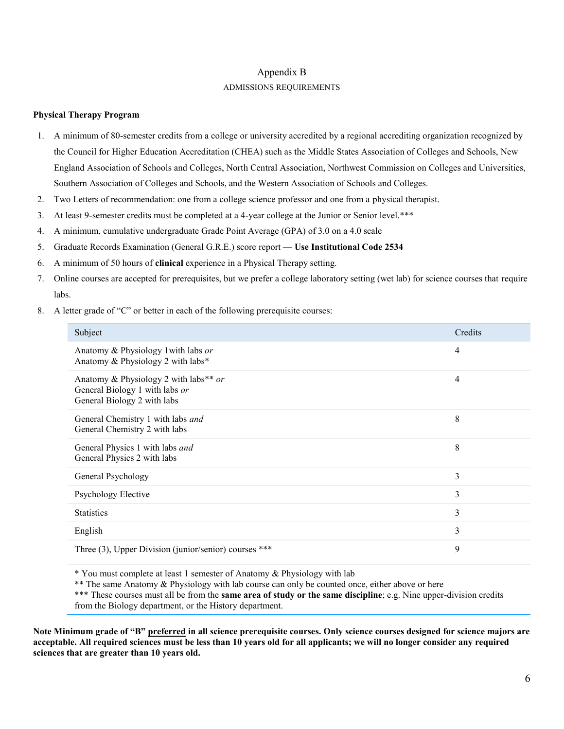# Appendix B

## ADMISSIONS REQUIREMENTS

**Physical Therapy Program**

1. A minimum of 80-semester credits from a college or university accredited by a regional accrediting organization recognized by the Council for Higher Education Accreditation (CHEA) such as the Middle States Association of Colleges and Schools, New England Association of Schools and Colleges, North Central Association, Northwest Commission on Colleges and Universities, Southern Association of Colleges and Schools, and the Western Association of Schools and Colleges.
2. Two Letters of recommendation: one from a college science professor and one from a physical therapist.
3. At least 9-semester credits must be completed at a 4-year college at the Junior or Senior level.***
4. A minimum, cumulative undergraduate Grade Point Average (GPA) of 3.0 on a 4.0 scale
5. Graduate Records Examination (General G.R.E.) score report — **Use Institutional Code 2534**
6. A minimum of 50 hours of **clinical** experience in a Physical Therapy setting.
7. Online courses are accepted for prerequisites, but we prefer a college laboratory setting (wet lab) for science courses that require labs.
8. A letter grade of "C" or better in each of the following prerequisite courses:

| Subject | Credits |
|---|---|
| Anatomy & Physiology 1with labs *or* Anatomy & Physiology 2 with labs* | 4 |
| Anatomy & Physiology 2 with labs** *or* General Biology 1 with labs *or* General Biology 2 with labs | 4 |
| General Chemistry 1 with labs *and* General Chemistry 2 with labs | 8 |
| General Physics 1 with labs *and* General Physics 2 with labs | 8 |
| General Psychology | 3 |
| Psychology Elective | 3 |
| Statistics | 3 |
| English | 3 |
| Three (3), Upper Division (junior/senior) courses *** | 9 |

\* You must complete at least 1 semester of Anatomy & Physiology with lab
** The same Anatomy & Physiology with lab course can only be counted once, either above or here
*** These courses must all be from the **same area of study or the same discipline**; e.g. Nine upper-division credits from the Biology department, or the History department.

**Note Minimum grade of "B" <u>preferred</u> in all science prerequisite courses. Only science courses designed for science majors are acceptable. All required sciences must be less than 10 years old for all applicants; we will no longer consider any required sciences that are greater than 10 years old.**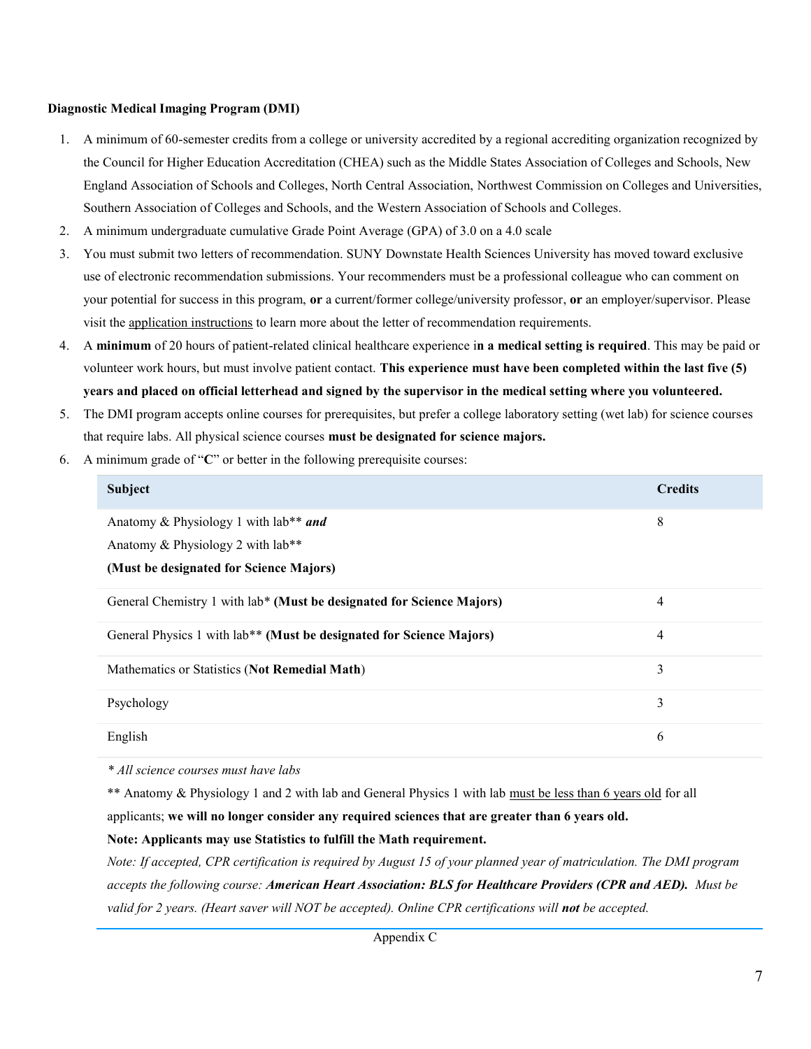**Diagnostic Medical Imaging Program (DMI)**

1. A minimum of 60-semester credits from a college or university accredited by a regional accrediting organization recognized by the Council for Higher Education Accreditation (CHEA) such as the Middle States Association of Colleges and Schools, New England Association of Schools and Colleges, North Central Association, Northwest Commission on Colleges and Universities, Southern Association of Colleges and Schools, and the Western Association of Schools and Colleges.
2. A minimum undergraduate cumulative Grade Point Average (GPA) of 3.0 on a 4.0 scale
3. You must submit two letters of recommendation. SUNY Downstate Health Sciences University has moved toward exclusive use of electronic recommendation submissions. Your recommenders must be a professional colleague who can comment on your potential for success in this program, **or** a current/former college/university professor, **or** an employer/supervisor. Please visit the application instructions to learn more about the letter of recommendation requirements.
4. A **minimum** of 20 hours of patient-related clinical healthcare experience i**n a medical setting is required**. This may be paid or volunteer work hours, but must involve patient contact. **This experience must have been completed within the last five (5) years and placed on official letterhead and signed by the supervisor in the medical setting where you volunteered.**
5. The DMI program accepts online courses for prerequisites, but prefer a college laboratory setting (wet lab) for science courses that require labs. All physical science courses **must be designated for science majors.**
6. A minimum grade of "**C**" or better in the following prerequisite courses:

| Subject | Credits |
|---|---|
| Anatomy & Physiology 1 with lab** ***and***<br>Anatomy & Physiology 2 with lab**<br>**(Must be designated for Science Majors)** | 8 |
| General Chemistry 1 with lab* **(Must be designated for Science Majors)** | 4 |
| General Physics 1 with lab** **(Must be designated for Science Majors)** | 4 |
| Mathematics or Statistics (**Not Remedial Math**) | 3 |
| Psychology | 3 |
| English | 6 |

*\* All science courses must have labs*

** Anatomy & Physiology 1 and 2 with lab and General Physics 1 with lab must be less than 6 years old for all applicants; **we will no longer consider any required sciences that are greater than 6 years old.**

**Note: Applicants may use Statistics to fulfill the Math requirement.**

*Note: If accepted, CPR certification is required by August 15 of your planned year of matriculation. The DMI program accepts the following course:* ***American Heart Association: BLS for Healthcare Providers (CPR and AED).*** *Must be valid for 2 years. (Heart saver will NOT be accepted). Online CPR certifications will* ***not*** *be accepted.*

Appendix C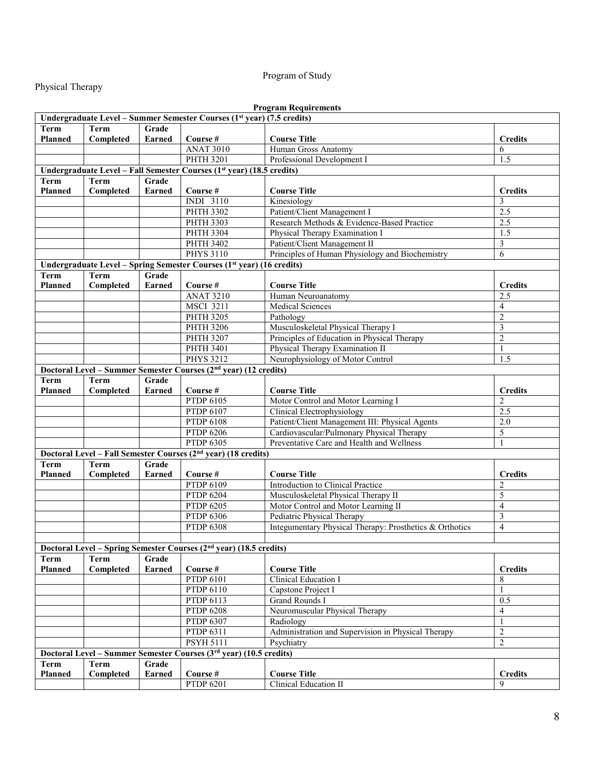# Program of Study

Physical Therapy

**Program Requirements**

| **Undergraduate Level – Summer Semester Courses (1st year) (7.5 credits)** | | | | | |
|---|---|---|---|---|---|
| **Term Planned** | **Term Completed** | **Grade Earned** | **Course #** | **Course Title** | **Credits** |
| | | | ANAT 3010 | Human Gross Anatomy | 6 |
| | | | PHTH 3201 | Professional Development I | 1.5 |
| **Undergraduate Level – Fall Semester Courses (1st year) (18.5 credits)** | | | | | |
| **Term Planned** | **Term Completed** | **Grade Earned** | **Course #** | **Course Title** | **Credits** |
| | | | INDI 3110 | Kinesiology | 3 |
| | | | PHTH 3302 | Patient/Client Management I | 2.5 |
| | | | PHTH 3303 | Research Methods & Evidence-Based Practice | 2.5 |
| | | | PHTH 3304 | Physical Therapy Examination I | 1.5 |
| | | | PHTH 3402 | Patient/Client Management II | 3 |
| | | | PHYS 3110 | Principles of Human Physiology and Biochemistry | 6 |
| **Undergraduate Level – Spring Semester Courses (1st year) (16 credits)** | | | | | |
| **Term Planned** | **Term Completed** | **Grade Earned** | **Course #** | **Course Title** | **Credits** |
| | | | ANAT 3210 | Human Neuroanatomy | 2.5 |
| | | | MSCI 3211 | Medical Sciences | 4 |
| | | | PHTH 3205 | Pathology | 2 |
| | | | PHTH 3206 | Musculoskeletal Physical Therapy I | 3 |
| | | | PHTH 3207 | Principles of Education in Physical Therapy | 2 |
| | | | PHTH 3401 | Physical Therapy Examination II | 1 |
| | | | PHYS 3212 | Neurophysiology of Motor Control | 1.5 |
| **Doctoral Level – Summer Semester Courses (2nd year) (12 credits)** | | | | | |
| **Term Planned** | **Term Completed** | **Grade Earned** | **Course #** | **Course Title** | **Credits** |
| | | | PTDP 6105 | Motor Control and Motor Learning I | 2 |
| | | | PTDP 6107 | Clinical Electrophysiology | 2.5 |
| | | | PTDP 6108 | Patient/Client Management III: Physical Agents | 2.0 |
| | | | PTDP 6206 | Cardiovascular/Pulmonary Physical Therapy | 5 |
| | | | PTDP 6305 | Preventative Care and Health and Wellness | 1 |
| **Doctoral Level – Fall Semester Courses (2nd year) (18 credits)** | | | | | |
| **Term Planned** | **Term Completed** | **Grade Earned** | **Course #** | **Course Title** | **Credits** |
| | | | PTDP 6109 | Introduction to Clinical Practice | 2 |
| | | | PTDP 6204 | Musculoskeletal Physical Therapy II | 5 |
| | | | PTDP 6205 | Motor Control and Motor Learning II | 4 |
| | | | PTDP 6306 | Pediatric Physical Therapy | 3 |
| | | | PTDP 6308 | Integumentary Physical Therapy: Prosthetics & Orthotics | 4 |
| | | | | | |
| **Doctoral Level – Spring Semester Courses (2nd year) (18.5 credits)** | | | | | |
| **Term Planned** | **Term Completed** | **Grade Earned** | **Course #** | **Course Title** | **Credits** |
| | | | PTDP 6101 | Clinical Education I | 8 |
| | | | PTDP 6110 | Capstone Project I | 1 |
| | | | PTDP 6113 | Grand Rounds I | 0.5 |
| | | | PTDP 6208 | Neuromuscular Physical Therapy | 4 |
| | | | PTDP 6307 | Radiology | 1 |
| | | | PTDP 6311 | Administration and Supervision in Physical Therapy | 2 |
| | | | PSYH 5111 | Psychiatry | 2 |
| **Doctoral Level – Summer Semester Courses (3rd year) (10.5 credits)** | | | | | |
| **Term Planned** | **Term Completed** | **Grade Earned** | **Course #** | **Course Title** | **Credits** |
| | | | PTDP 6201 | Clinical Education II | 9 |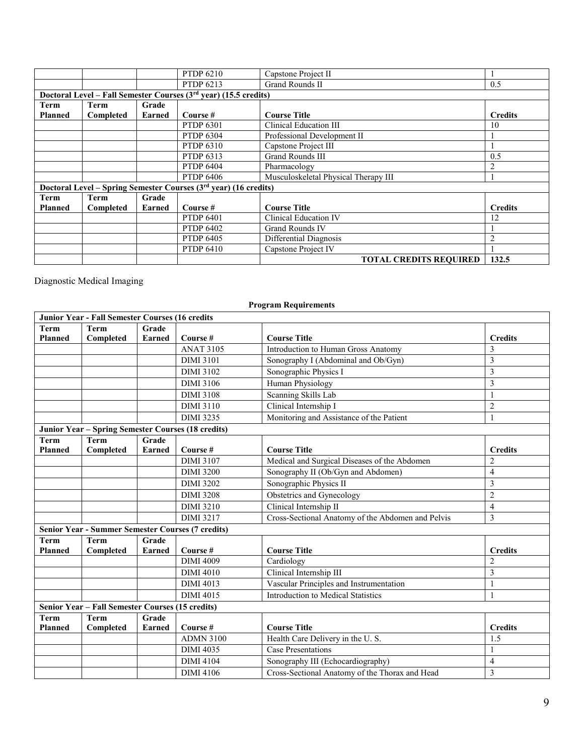| | | | | | |
|---|---|---|---|---|---|
| | | | PTDP 6210 | Capstone Project II | 1 |
| | | | PTDP 6213 | Grand Rounds II | 0.5 |
| **Doctoral Level – Fall Semester Courses (3rd year) (15.5 credits)** | | | | | |
| **Term Planned** | **Term Completed** | **Grade Earned** | **Course #** | **Course Title** | **Credits** |
| | | | PTDP 6301 | Clinical Education III | 10 |
| | | | PTDP 6304 | Professional Development II | 1 |
| | | | PTDP 6310 | Capstone Project III | 1 |
| | | | PTDP 6313 | Grand Rounds III | 0.5 |
| | | | PTDP 6404 | Pharmacology | 2 |
| | | | PTDP 6406 | Musculoskeletal Physical Therapy III | 1 |
| **Doctoral Level – Spring Semester Courses (3rd year) (16 credits)** | | | | | |
| **Term Planned** | **Term Completed** | **Grade Earned** | **Course #** | **Course Title** | **Credits** |
| | | | PTDP 6401 | Clinical Education IV | 12 |
| | | | PTDP 6402 | Grand Rounds IV | 1 |
| | | | PTDP 6405 | Differential Diagnosis | 2 |
| | | | PTDP 6410 | Capstone Project IV | 1 |
| | | | | **TOTAL CREDITS REQUIRED** | **132.5** |

Diagnostic Medical Imaging

**Program Requirements**

| | | | | | |
|---|---|---|---|---|---|
| **Junior Year - Fall Semester Courses (16 credits** | | | | | |
| **Term Planned** | **Term Completed** | **Grade Earned** | **Course #** | **Course Title** | **Credits** |
| | | | ANAT 3105 | Introduction to Human Gross Anatomy | 3 |
| | | | DIMI 3101 | Sonography I (Abdominal and Ob/Gyn) | 3 |
| | | | DIMI 3102 | Sonographic Physics I | 3 |
| | | | DIMI 3106 | Human Physiology | 3 |
| | | | DIMI 3108 | Scanning Skills Lab | 1 |
| | | | DIMI 3110 | Clinical Internship I | 2 |
| | | | DIMI 3235 | Monitoring and Assistance of the Patient | 1 |
| **Junior Year – Spring Semester Courses (18 credits)** | | | | | |
| **Term Planned** | **Term Completed** | **Grade Earned** | **Course #** | **Course Title** | **Credits** |
| | | | DIMI 3107 | Medical and Surgical Diseases of the Abdomen | 2 |
| | | | DIMI 3200 | Sonography II (Ob/Gyn and Abdomen) | 4 |
| | | | DIMI 3202 | Sonographic Physics II | 3 |
| | | | DIMI 3208 | Obstetrics and Gynecology | 2 |
| | | | DIMI 3210 | Clinical Internship II | 4 |
| | | | DIMI 3217 | Cross-Sectional Anatomy of the Abdomen and Pelvis | 3 |
| **Senior Year - Summer Semester Courses (7 credits)** | | | | | |
| **Term Planned** | **Term Completed** | **Grade Earned** | **Course #** | **Course Title** | **Credits** |
| | | | DIMI 4009 | Cardiology | 2 |
| | | | DIMI 4010 | Clinical Internship III | 3 |
| | | | DIMI 4013 | Vascular Principles and Instrumentation | 1 |
| | | | DIMI 4015 | Introduction to Medical Statistics | 1 |
| **Senior Year – Fall Semester Courses (15 credits)** | | | | | |
| **Term Planned** | **Term Completed** | **Grade Earned** | **Course #** | **Course Title** | **Credits** |
| | | | ADMN 3100 | Health Care Delivery in the U. S. | 1.5 |
| | | | DIMI 4035 | Case Presentations | 1 |
| | | | DIMI 4104 | Sonography III (Echocardiography) | 4 |
| | | | DIMI 4106 | Cross-Sectional Anatomy of the Thorax and Head | 3 |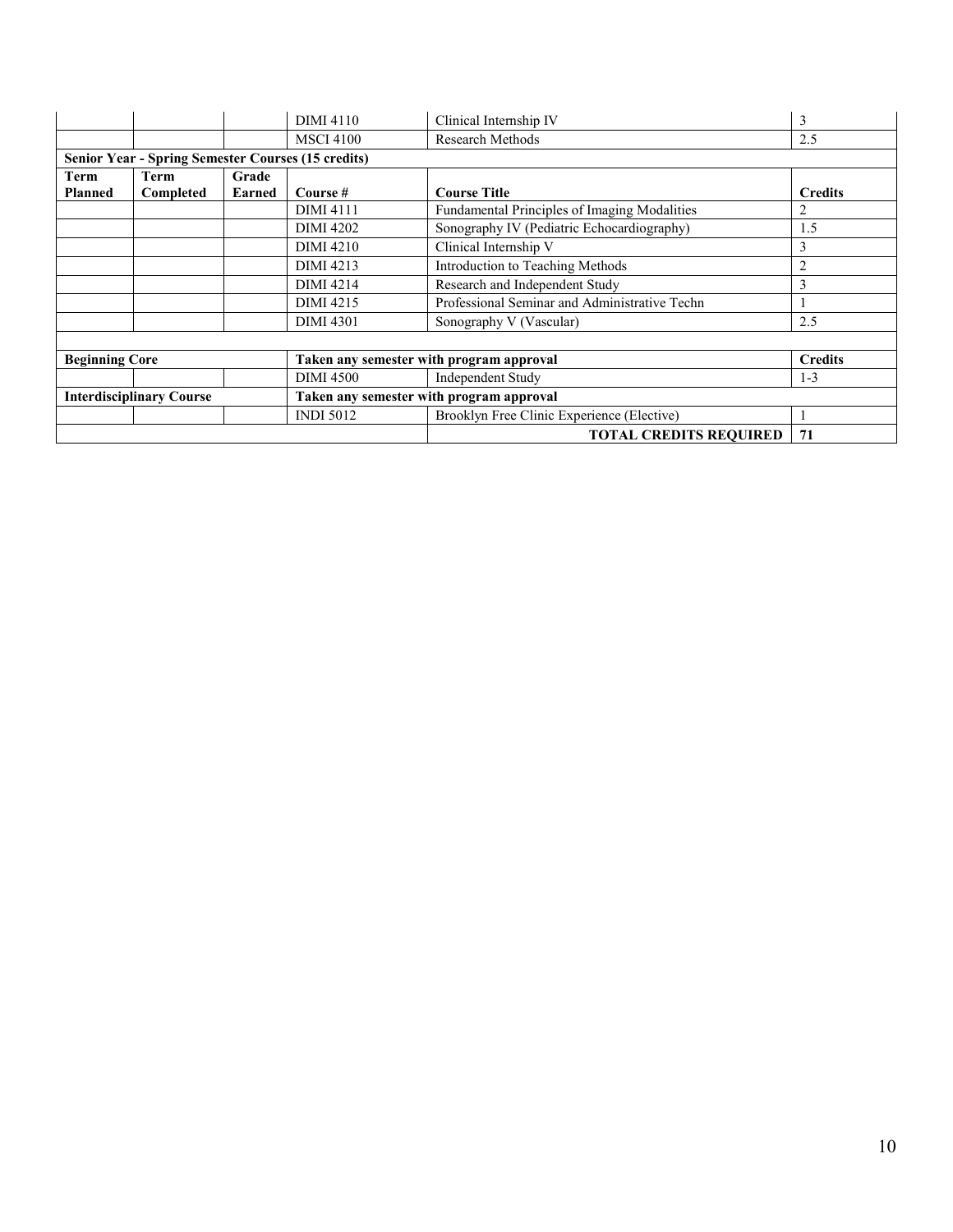| | | | | | |
|---|---|---|---|---|---|
| | | | DIMI 4110 | Clinical Internship IV | 3 |
| | | | MSCI 4100 | Research Methods | 2.5 |
| **Senior Year - Spring Semester Courses (15 credits)** | | | | | |
| **Term Planned** | **Term Completed** | **Grade Earned** | **Course #** | **Course Title** | **Credits** |
| | | | DIMI 4111 | Fundamental Principles of Imaging Modalities | 2 |
| | | | DIMI 4202 | Sonography IV (Pediatric Echocardiography) | 1.5 |
| | | | DIMI 4210 | Clinical Internship V | 3 |
| | | | DIMI 4213 | Introduction to Teaching Methods | 2 |
| | | | DIMI 4214 | Research and Independent Study | 3 |
| | | | DIMI 4215 | Professional Seminar and Administrative Techn | 1 |
| | | | DIMI 4301 | Sonography V (Vascular) | 2.5 |
| | | | | | |
| **Beginning Core** | | | **Taken any semester with program approval** | | **Credits** |
| | | | DIMI 4500 | Independent Study | 1-3 |
| **Interdisciplinary Course** | | | **Taken any semester with program approval** | | |
| | | | INDI 5012 | Brooklyn Free Clinic Experience (Elective) | 1 |
| | | | | **TOTAL CREDITS REQUIRED** | **71** |